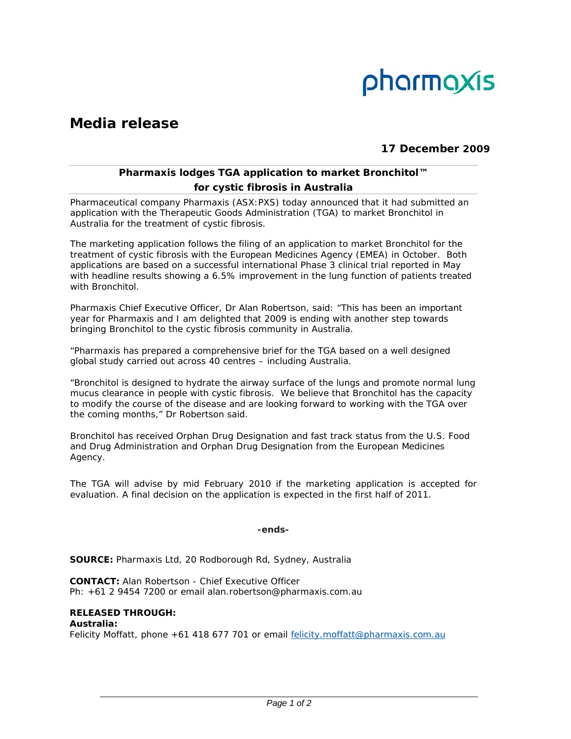# Media release

**17 December 2009**

## Pharmaxis lodges TGA application to market Bronchitol™ for cystic fibrosis in Australia

Pharmaceutical company Pharmaxis (ASX:PXS) today announced that it had submitted an application with the Therapeutic Goods Administration (TGA) to market Bronchitol in Australia for the treatment of cystic fibrosis.

The marketing application follows the filing of an application to market Bronchitol for the treatment of cystic fibrosis with the European Medicines Agency (EMEA) in October. Both applications are based on a successful international Phase 3 clinical trial reported in May with headline results showing a 6.5% improvement in the lung function of patients treated with Bronchitol.

Pharmaxis Chief Executive Officer, Dr Alan Robertson, said: "This has been an important year for Pharmaxis and I am delighted that 2009 is ending with another step towards bringing Bronchitol to the cystic fibrosis community in Australia.

"Pharmaxis has prepared a comprehensive brief for the TGA based on a well designed global study carried out across 40 centres – including Australia.

"Bronchitol is designed to hydrate the airway surface of the lungs and promote normal lung mucus clearance in people with cystic fibrosis. We believe that Bronchitol has the capacity to modify the course of the disease and are looking forward to working with the TGA over the coming months," Dr Robertson said.

Bronchitol has received Orphan Drug Designation and fast track status from the U.S. Food and Drug Administration and Orphan Drug Designation from the European Medicines Agency.

The TGA will advise by mid February 2010 if the marketing application is accepted for evaluation. A final decision on the application is expected in the first half of 2011.

**-ends-**

**SOURCE:** Pharmaxis Ltd, 20 Rodborough Rd, Sydney, Australia

**CONTACT:** Alan Robertson - Chief Executive Officer
Ph: +61 2 9454 7200 or email alan.robertson@pharmaxis.com.au

**RELEASED THROUGH:**
**Australia:**
Felicity Moffatt, phone +61 418 677 701 or email felicity.moffatt@pharmaxis.com.au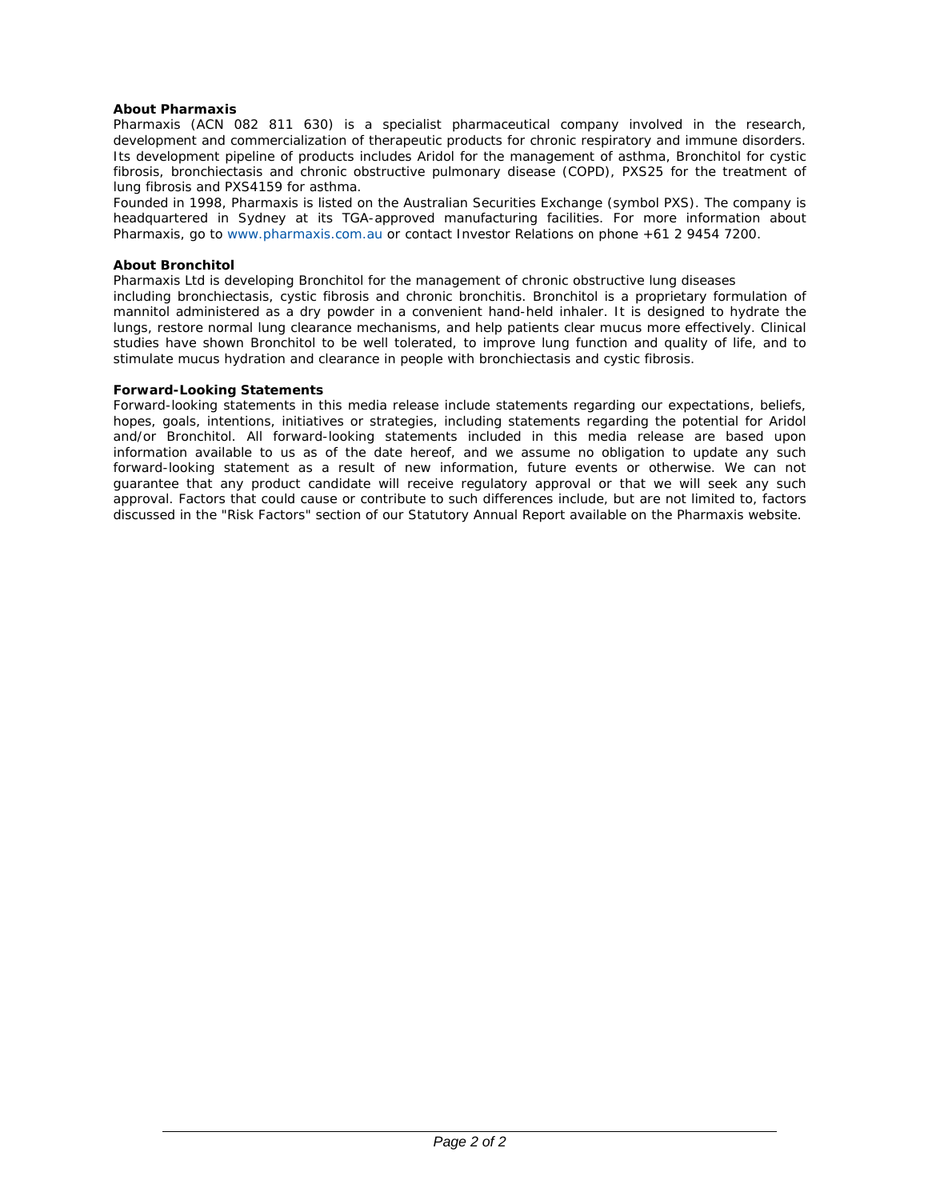**About Pharmaxis**

Pharmaxis (ACN 082 811 630) is a specialist pharmaceutical company involved in the research, development and commercialization of therapeutic products for chronic respiratory and immune disorders. Its development pipeline of products includes Aridol for the management of asthma, Bronchitol for cystic fibrosis, bronchiectasis and chronic obstructive pulmonary disease (COPD), PXS25 for the treatment of lung fibrosis and PXS4159 for asthma.

Founded in 1998, Pharmaxis is listed on the Australian Securities Exchange (symbol PXS). The company is headquartered in Sydney at its TGA-approved manufacturing facilities. For more information about Pharmaxis, go to www.pharmaxis.com.au or contact Investor Relations on phone +61 2 9454 7200.

**About Bronchitol**

Pharmaxis Ltd is developing Bronchitol for the management of chronic obstructive lung diseases including bronchiectasis, cystic fibrosis and chronic bronchitis. Bronchitol is a proprietary formulation of mannitol administered as a dry powder in a convenient hand-held inhaler. It is designed to hydrate the lungs, restore normal lung clearance mechanisms, and help patients clear mucus more effectively. Clinical studies have shown Bronchitol to be well tolerated, to improve lung function and quality of life, and to stimulate mucus hydration and clearance in people with bronchiectasis and cystic fibrosis.

**Forward-Looking Statements**

Forward-looking statements in this media release include statements regarding our expectations, beliefs, hopes, goals, intentions, initiatives or strategies, including statements regarding the potential for Aridol and/or Bronchitol. All forward-looking statements included in this media release are based upon information available to us as of the date hereof, and we assume no obligation to update any such forward-looking statement as a result of new information, future events or otherwise. We can not guarantee that any product candidate will receive regulatory approval or that we will seek any such approval. Factors that could cause or contribute to such differences include, but are not limited to, factors discussed in the "Risk Factors" section of our Statutory Annual Report available on the Pharmaxis website.